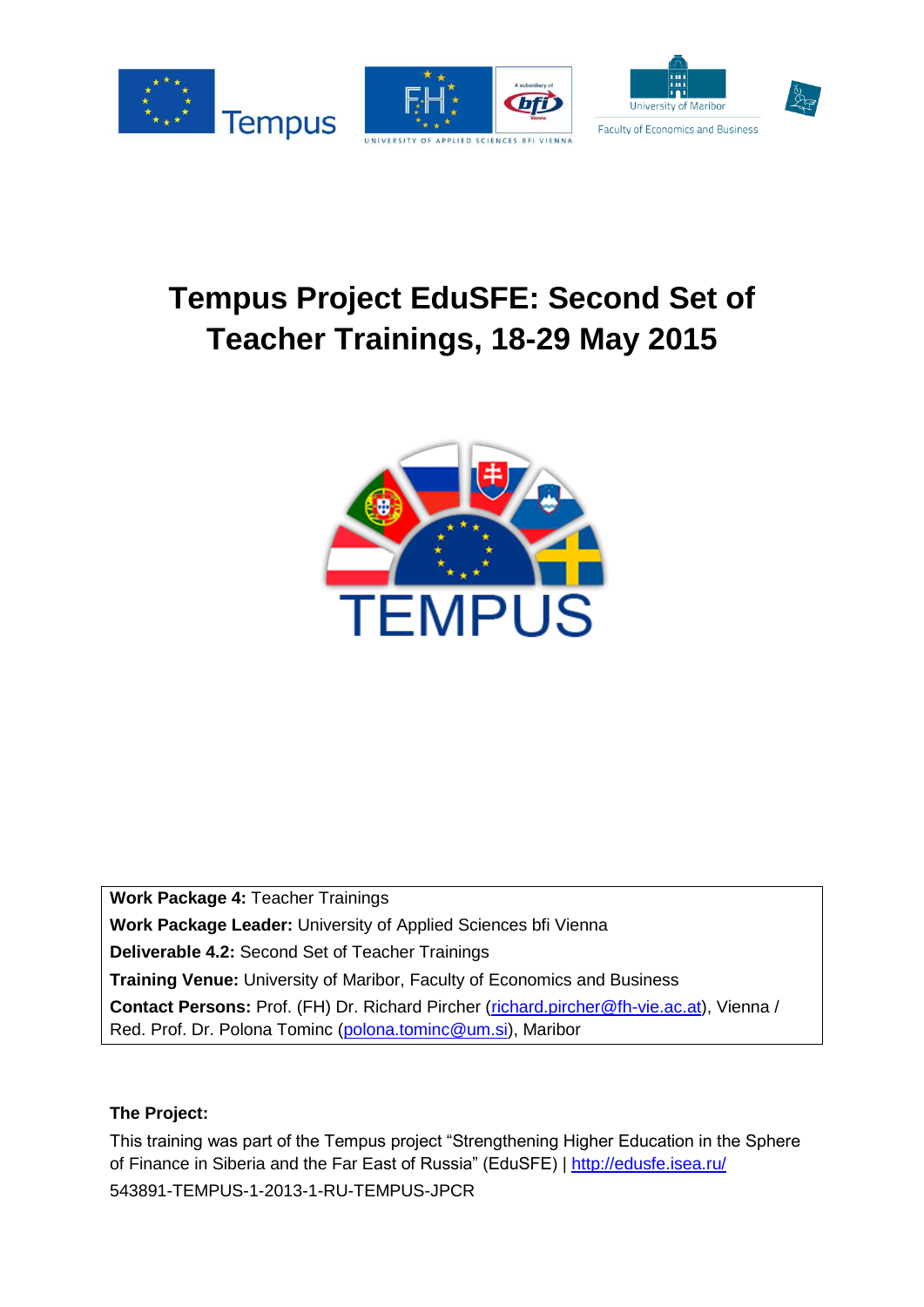# Tempus Project EduSFE: Second Set of Teacher Trainings, 18-29 May 2015

**Work Package 4:** Teacher Trainings
**Work Package Leader:** University of Applied Sciences bfi Vienna
**Deliverable 4.2:** Second Set of Teacher Trainings
**Training Venue:** University of Maribor, Faculty of Economics and Business
**Contact Persons:** Prof. (FH) Dr. Richard Pircher (richard.pircher@fh-vie.ac.at), Vienna / Red. Prof. Dr. Polona Tominc (polona.tominc@um.si), Maribor

**The Project:**

This training was part of the Tempus project "Strengthening Higher Education in the Sphere of Finance in Siberia and the Far East of Russia" (EduSFE) | http://edusfe.isea.ru/
543891-TEMPUS-1-2013-1-RU-TEMPUS-JPCR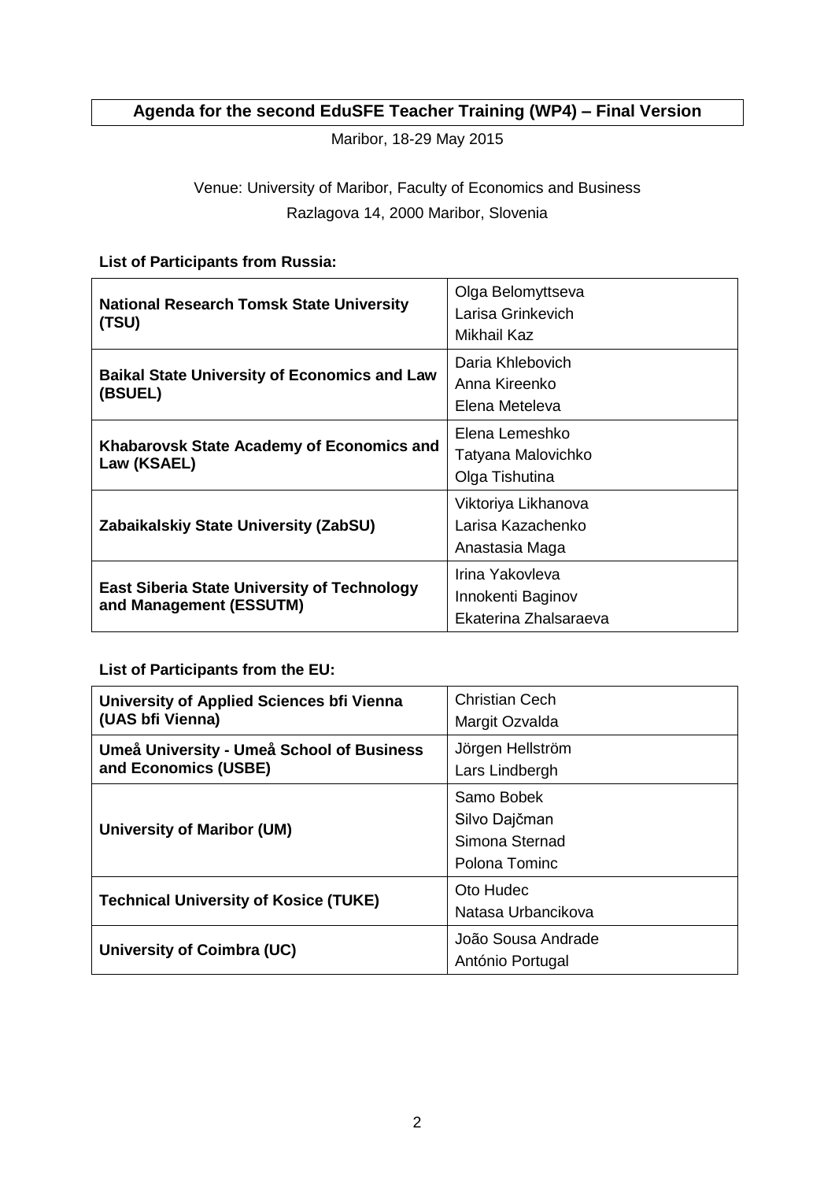# Agenda for the second EduSFE Teacher Training (WP4) – Final Version

Maribor, 18-29 May 2015

Venue: University of Maribor, Faculty of Economics and Business
Razlagova 14, 2000 Maribor, Slovenia

**List of Participants from Russia:**

| | |
|---|---|
| **National Research Tomsk State University (TSU)** | Olga Belomyttseva<br>Larisa Grinkevich<br>Mikhail Kaz |
| **Baikal State University of Economics and Law (BSUEL)** | Daria Khlebovich<br>Anna Kireenko<br>Elena Meteleva |
| **Khabarovsk State Academy of Economics and Law (KSAEL)** | Elena Lemeshko<br>Tatyana Malovichko<br>Olga Tishutina |
| **Zabaikalskiy State University (ZabSU)** | Viktoriya Likhanova<br>Larisa Kazachenko<br>Anastasia Maga |
| **East Siberia State University of Technology and Management (ESSUTM)** | Irina Yakovleva<br>Innokenti Baginov<br>Ekaterina Zhalsaraeva |

**List of Participants from the EU:**

| | |
|---|---|
| **University of Applied Sciences bfi Vienna (UAS bfi Vienna)** | Christian Cech<br>Margit Ozvalda |
| **Umeå University - Umeå School of Business and Economics (USBE)** | Jörgen Hellström<br>Lars Lindbergh |
| **University of Maribor (UM)** | Samo Bobek<br>Silvo Dajčman<br>Simona Sternad<br>Polona Tominc |
| **Technical University of Kosice (TUKE)** | Oto Hudec<br>Natasa Urbancikova |
| **University of Coimbra (UC)** | João Sousa Andrade<br>António Portugal |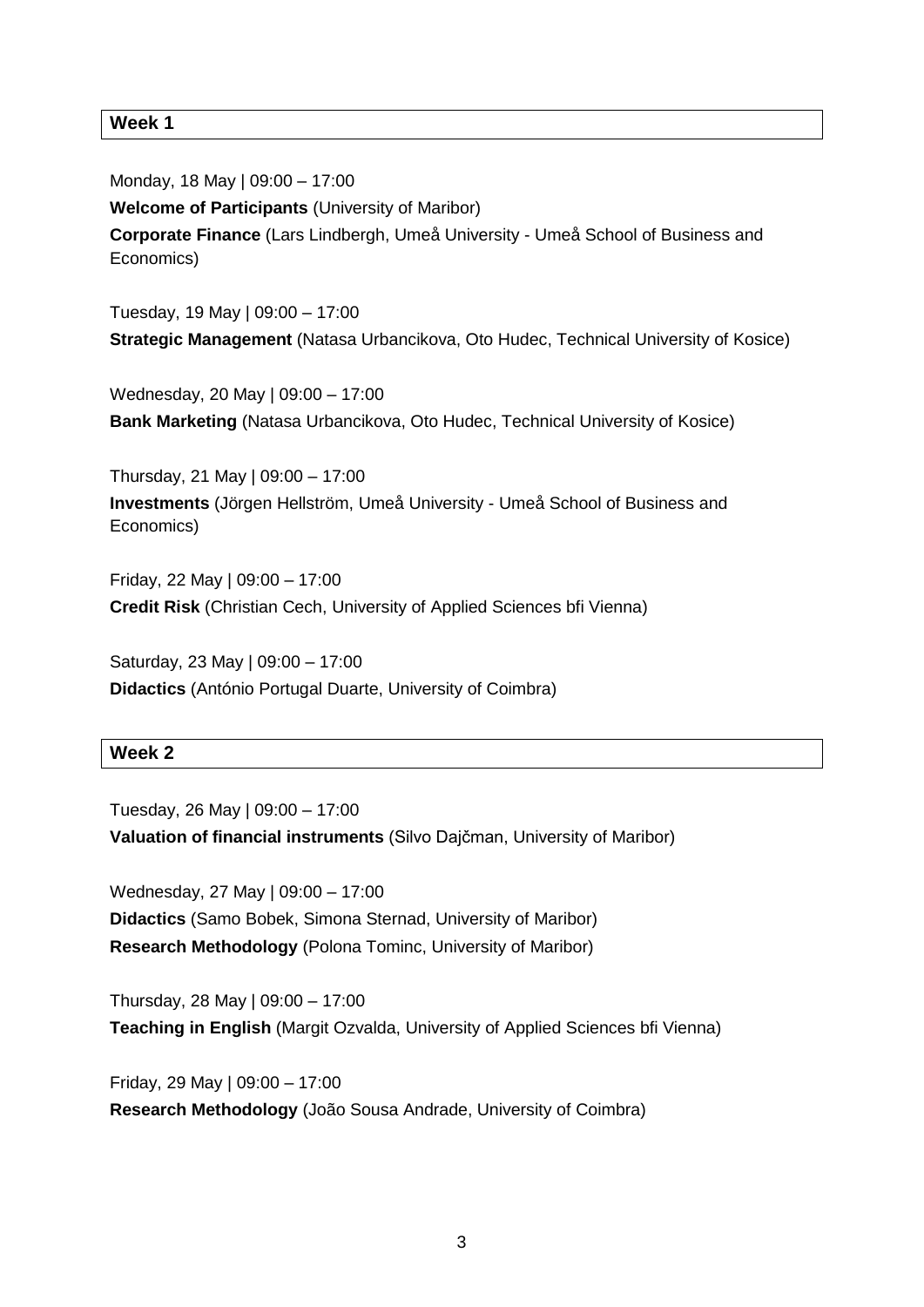## Week 1

Monday, 18 May | 09:00 – 17:00

**Welcome of Participants** (University of Maribor)

**Corporate Finance** (Lars Lindbergh, Umeå University - Umeå School of Business and Economics)

Tuesday, 19 May | 09:00 – 17:00

**Strategic Management** (Natasa Urbancikova, Oto Hudec, Technical University of Kosice)

Wednesday, 20 May | 09:00 – 17:00

**Bank Marketing** (Natasa Urbancikova, Oto Hudec, Technical University of Kosice)

Thursday, 21 May | 09:00 – 17:00

**Investments** (Jörgen Hellström, Umeå University - Umeå School of Business and Economics)

Friday, 22 May | 09:00 – 17:00

**Credit Risk** (Christian Cech, University of Applied Sciences bfi Vienna)

Saturday, 23 May | 09:00 – 17:00

**Didactics** (António Portugal Duarte, University of Coimbra)

## Week 2

Tuesday, 26 May | 09:00 – 17:00

**Valuation of financial instruments** (Silvo Dajčman, University of Maribor)

Wednesday, 27 May | 09:00 – 17:00

**Didactics** (Samo Bobek, Simona Sternad, University of Maribor)

**Research Methodology** (Polona Tominc, University of Maribor)

Thursday, 28 May | 09:00 – 17:00

**Teaching in English** (Margit Ozvalda, University of Applied Sciences bfi Vienna)

Friday, 29 May | 09:00 – 17:00

**Research Methodology** (João Sousa Andrade, University of Coimbra)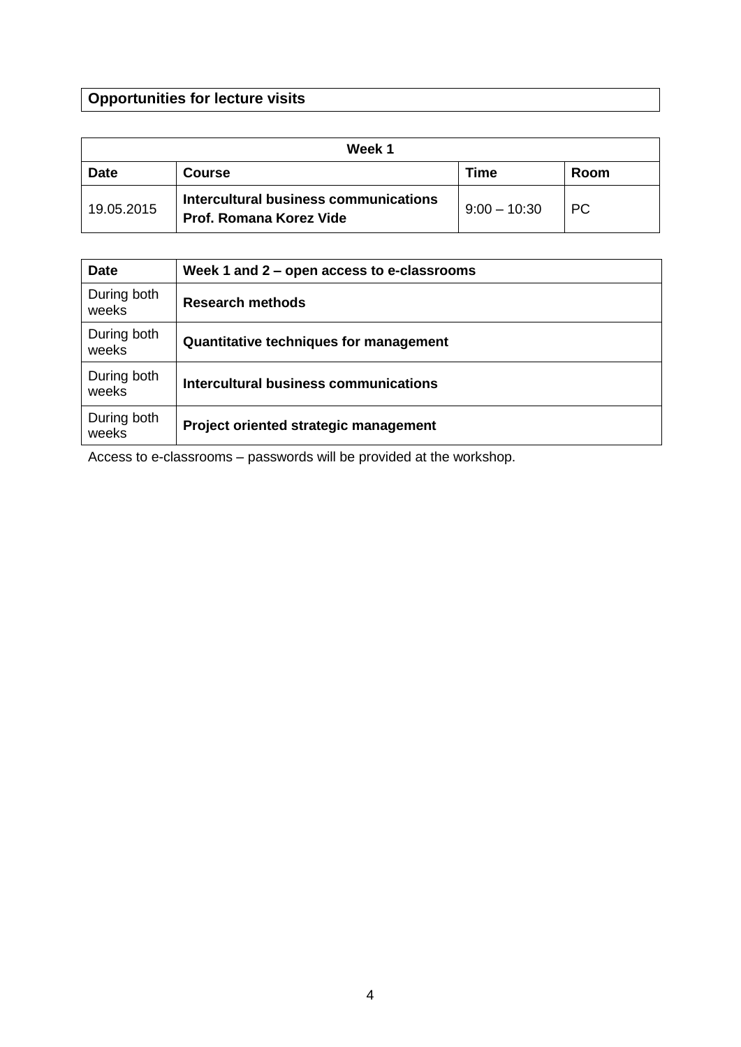**Opportunities for lecture visits**

| Week 1 | | | |
|---|---|---|---|
| **Date** | **Course** | **Time** | **Room** |
| 19.05.2015 | **Intercultural business communications**<br>**Prof. Romana Korez Vide** | 9:00 – 10:30 | PC |

| Date | Week 1 and 2 – open access to e-classrooms |
|---|---|
| During both weeks | **Research methods** |
| During both weeks | **Quantitative techniques for management** |
| During both weeks | **Intercultural business communications** |
| During both weeks | **Project oriented strategic management** |

Access to e-classrooms – passwords will be provided at the workshop.